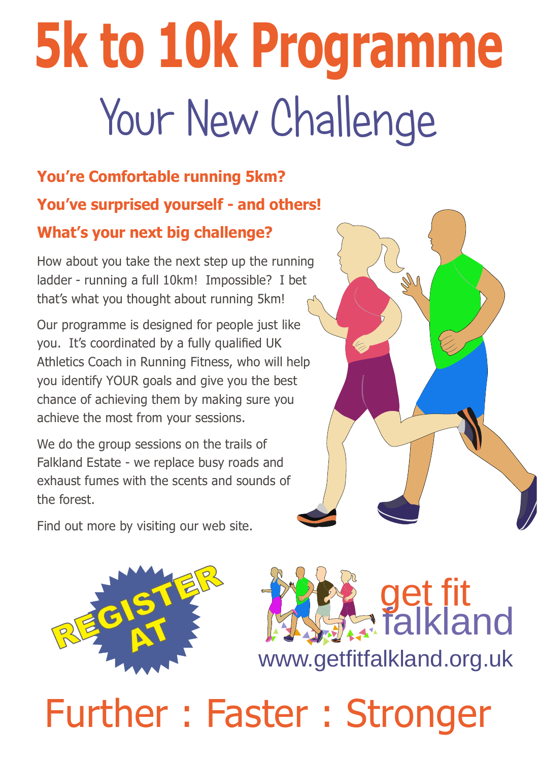# 5k to 10k Programme

## Your New Challenge

**You're Comfortable running 5km?**

**You've surprised yourself - and others!**

**What's your next big challenge?**

How about you take the next step up the running ladder - running a full 10km! Impossible? I bet that's what you thought about running 5km!

Our programme is designed for people just like you. It's coordinated by a fully qualified UK Athletics Coach in Running Fitness, who will help you identify YOUR goals and give you the best chance of achieving them by making sure you achieve the most from your sessions.

We do the group sessions on the trails of Falkland Estate - we replace busy roads and exhaust fumes with the scents and sounds of the forest.

Find out more by visiting our web site.

REGISTER AT

get fit falkland

www.getfitfalkland.org.uk

## Further : Faster : Stronger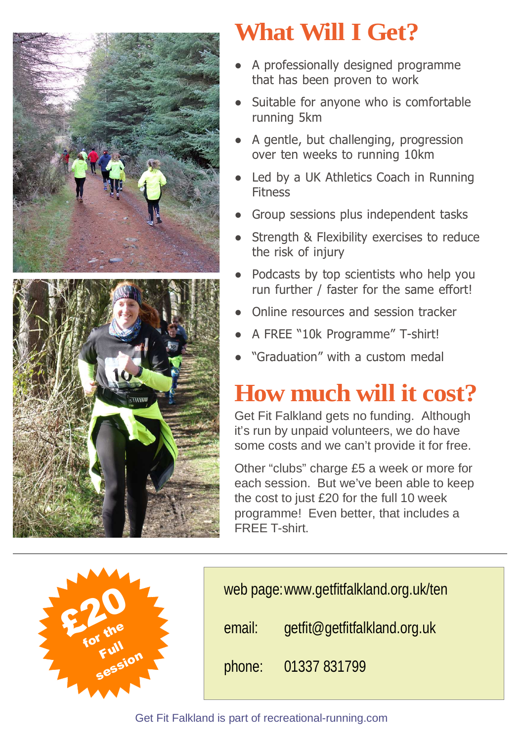# What Will I Get?

- A professionally designed programme that has been proven to work
- Suitable for anyone who is comfortable running 5km
- A gentle, but challenging, progression over ten weeks to running 10km
- Led by a UK Athletics Coach in Running Fitness
- Group sessions plus independent tasks
- Strength & Flexibility exercises to reduce the risk of injury
- Podcasts by top scientists who help you run further / faster for the same effort!
- Online resources and session tracker
- A FREE "10k Programme" T-shirt!
- "Graduation" with a custom medal

# How much will it cost?

Get Fit Falkland gets no funding. Although it's run by unpaid volunteers, we do have some costs and we can't provide it for free.

Other "clubs" charge £5 a week or more for each session. But we've been able to keep the cost to just £20 for the full 10 week programme! Even better, that includes a FREE T-shirt.

£20 for the Full session

web page: www.getfitfalkland.org.uk/ten

email: getfit@getfitfalkland.org.uk

phone: 01337 831799

Get Fit Falkland is part of recreational-running.com